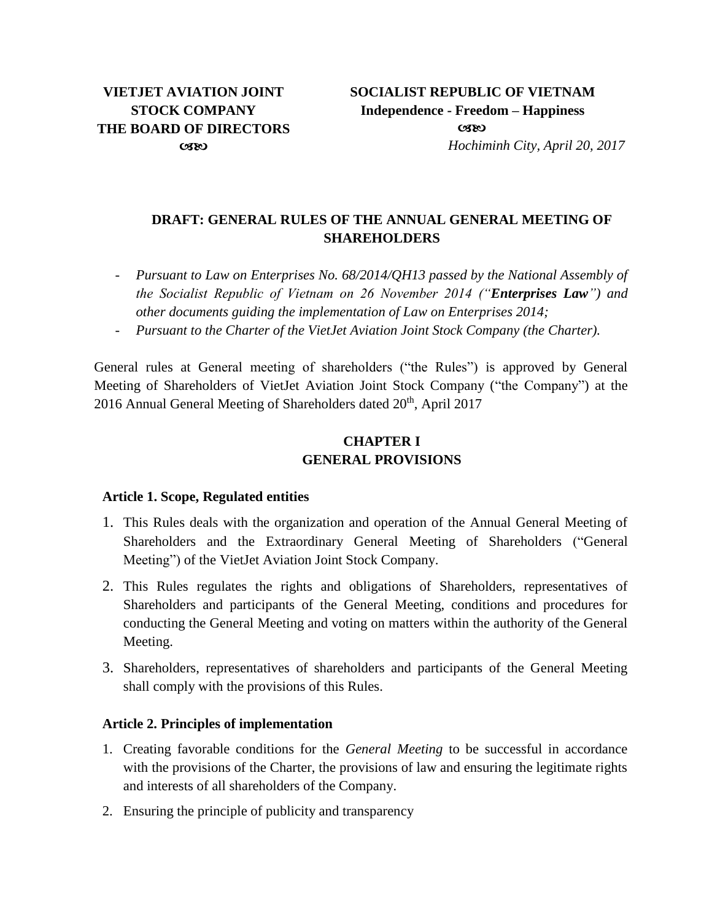**VIETJET AVIATION JOINT STOCK COMPANY**
**THE BOARD OF DIRECTORS**
ꕥ

**SOCIALIST REPUBLIC OF VIETNAM**
**Independence - Freedom – Happiness**
ꕥ

*Hochiminh City, April 20, 2017*

## DRAFT: GENERAL RULES OF THE ANNUAL GENERAL MEETING OF SHAREHOLDERS

- *Pursuant to Law on Enterprises No. 68/2014/QH13 passed by the National Assembly of the Socialist Republic of Vietnam on 26 November 2014 ("**Enterprises Law**") and other documents guiding the implementation of Law on Enterprises 2014;*
- *Pursuant to the Charter of the VietJet Aviation Joint Stock Company (the Charter).*

General rules at General meeting of shareholders ("the Rules") is approved by General Meeting of Shareholders of VietJet Aviation Joint Stock Company ("the Company") at the 2016 Annual General Meeting of Shareholders dated 20th, April 2017

## CHAPTER I
## GENERAL PROVISIONS

### Article 1. Scope, Regulated entities

1. This Rules deals with the organization and operation of the Annual General Meeting of Shareholders and the Extraordinary General Meeting of Shareholders ("General Meeting") of the VietJet Aviation Joint Stock Company.
2. This Rules regulates the rights and obligations of Shareholders, representatives of Shareholders and participants of the General Meeting, conditions and procedures for conducting the General Meeting and voting on matters within the authority of the General Meeting.
3. Shareholders, representatives of shareholders and participants of the General Meeting shall comply with the provisions of this Rules.

### Article 2. Principles of implementation

1. Creating favorable conditions for the *General Meeting* to be successful in accordance with the provisions of the Charter, the provisions of law and ensuring the legitimate rights and interests of all shareholders of the Company.
2. Ensuring the principle of publicity and transparency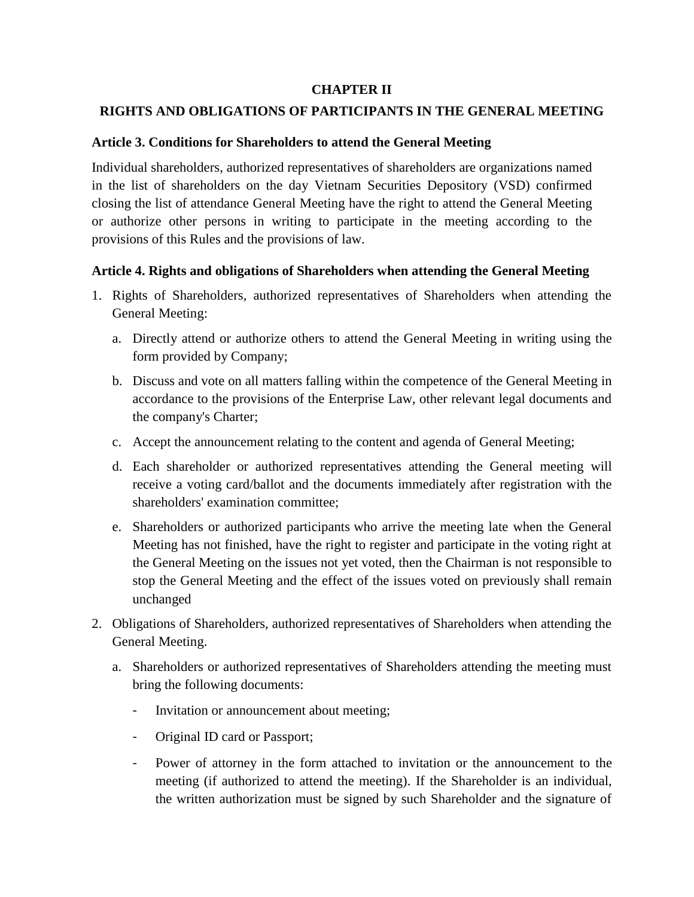**CHAPTER II**

**RIGHTS AND OBLIGATIONS OF PARTICIPANTS IN THE GENERAL MEETING**

**Article 3. Conditions for Shareholders to attend the General Meeting**

Individual shareholders, authorized representatives of shareholders are organizations named in the list of shareholders on the day Vietnam Securities Depository (VSD) confirmed closing the list of attendance General Meeting have the right to attend the General Meeting or authorize other persons in writing to participate in the meeting according to the provisions of this Rules and the provisions of law.

**Article 4. Rights and obligations of Shareholders when attending the General Meeting**

1. Rights of Shareholders, authorized representatives of Shareholders when attending the General Meeting:
   a. Directly attend or authorize others to attend the General Meeting in writing using the form provided by Company;
   b. Discuss and vote on all matters falling within the competence of the General Meeting in accordance to the provisions of the Enterprise Law, other relevant legal documents and the company's Charter;
   c. Accept the announcement relating to the content and agenda of General Meeting;
   d. Each shareholder or authorized representatives attending the General meeting will receive a voting card/ballot and the documents immediately after registration with the shareholders' examination committee;
   e. Shareholders or authorized participants who arrive the meeting late when the General Meeting has not finished, have the right to register and participate in the voting right at the General Meeting on the issues not yet voted, then the Chairman is not responsible to stop the General Meeting and the effect of the issues voted on previously shall remain unchanged
2. Obligations of Shareholders, authorized representatives of Shareholders when attending the General Meeting.
   a. Shareholders or authorized representatives of Shareholders attending the meeting must bring the following documents:
      - Invitation or announcement about meeting;
      - Original ID card or Passport;
      - Power of attorney in the form attached to invitation or the announcement to the meeting (if authorized to attend the meeting). If the Shareholder is an individual, the written authorization must be signed by such Shareholder and the signature of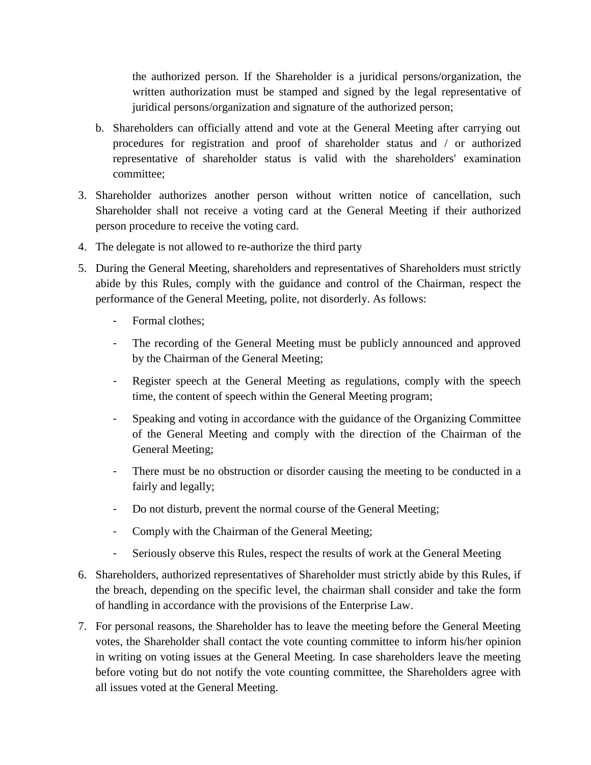the authorized person. If the Shareholder is a juridical persons/organization, the written authorization must be stamped and signed by the legal representative of juridical persons/organization and signature of the authorized person;

b. Shareholders can officially attend and vote at the General Meeting after carrying out procedures for registration and proof of shareholder status and / or authorized representative of shareholder status is valid with the shareholders' examination committee;

3. Shareholder authorizes another person without written notice of cancellation, such Shareholder shall not receive a voting card at the General Meeting if their authorized person procedure to receive the voting card.
4. The delegate is not allowed to re-authorize the third party
5. During the General Meeting, shareholders and representatives of Shareholders must strictly abide by this Rules, comply with the guidance and control of the Chairman, respect the performance of the General Meeting, polite, not disorderly. As follows:
   - Formal clothes;
   - The recording of the General Meeting must be publicly announced and approved by the Chairman of the General Meeting;
   - Register speech at the General Meeting as regulations, comply with the speech time, the content of speech within the General Meeting program;
   - Speaking and voting in accordance with the guidance of the Organizing Committee of the General Meeting and comply with the direction of the Chairman of the General Meeting;
   - There must be no obstruction or disorder causing the meeting to be conducted in a fairly and legally;
   - Do not disturb, prevent the normal course of the General Meeting;
   - Comply with the Chairman of the General Meeting;
   - Seriously observe this Rules, respect the results of work at the General Meeting
6. Shareholders, authorized representatives of Shareholder must strictly abide by this Rules, if the breach, depending on the specific level, the chairman shall consider and take the form of handling in accordance with the provisions of the Enterprise Law.
7. For personal reasons, the Shareholder has to leave the meeting before the General Meeting votes, the Shareholder shall contact the vote counting committee to inform his/her opinion in writing on voting issues at the General Meeting. In case shareholders leave the meeting before voting but do not notify the vote counting committee, the Shareholders agree with all issues voted at the General Meeting.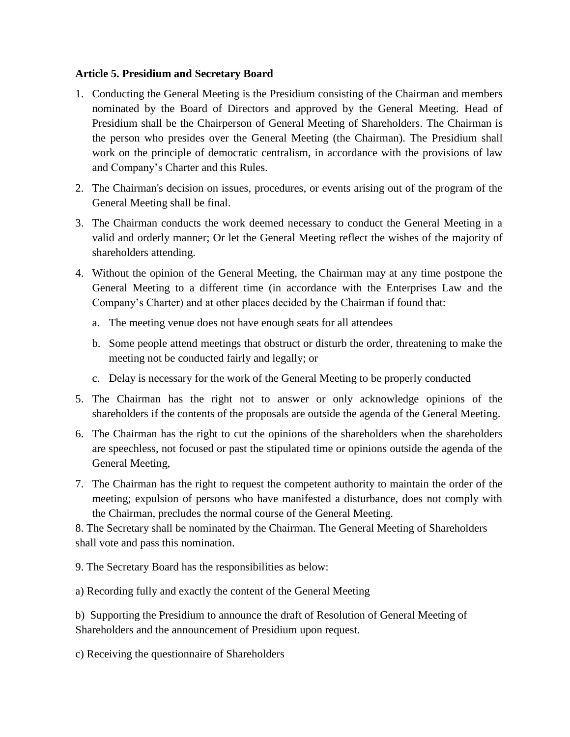**Article 5. Presidium and Secretary Board**

1. Conducting the General Meeting is the Presidium consisting of the Chairman and members nominated by the Board of Directors and approved by the General Meeting. Head of Presidium shall be the Chairperson of General Meeting of Shareholders. The Chairman is the person who presides over the General Meeting (the Chairman). The Presidium shall work on the principle of democratic centralism, in accordance with the provisions of law and Company's Charter and this Rules.
2. The Chairman's decision on issues, procedures, or events arising out of the program of the General Meeting shall be final.
3. The Chairman conducts the work deemed necessary to conduct the General Meeting in a valid and orderly manner; Or let the General Meeting reflect the wishes of the majority of shareholders attending.
4. Without the opinion of the General Meeting, the Chairman may at any time postpone the General Meeting to a different time (in accordance with the Enterprises Law and the Company's Charter) and at other places decided by the Chairman if found that:
    a. The meeting venue does not have enough seats for all attendees
    b. Some people attend meetings that obstruct or disturb the order, threatening to make the meeting not be conducted fairly and legally; or
    c. Delay is necessary for the work of the General Meeting to be properly conducted
5. The Chairman has the right not to answer or only acknowledge opinions of the shareholders if the contents of the proposals are outside the agenda of the General Meeting.
6. The Chairman has the right to cut the opinions of the shareholders when the shareholders are speechless, not focused or past the stipulated time or opinions outside the agenda of the General Meeting,
7. The Chairman has the right to request the competent authority to maintain the order of the meeting; expulsion of persons who have manifested a disturbance, does not comply with the Chairman, precludes the normal course of the General Meeting.

8. The Secretary shall be nominated by the Chairman. The General Meeting of Shareholders shall vote and pass this nomination.

9. The Secretary Board has the responsibilities as below:

a) Recording fully and exactly the content of the General Meeting

b) Supporting the Presidium to announce the draft of Resolution of General Meeting of Shareholders and the announcement of Presidium upon request.

c) Receiving the questionnaire of Shareholders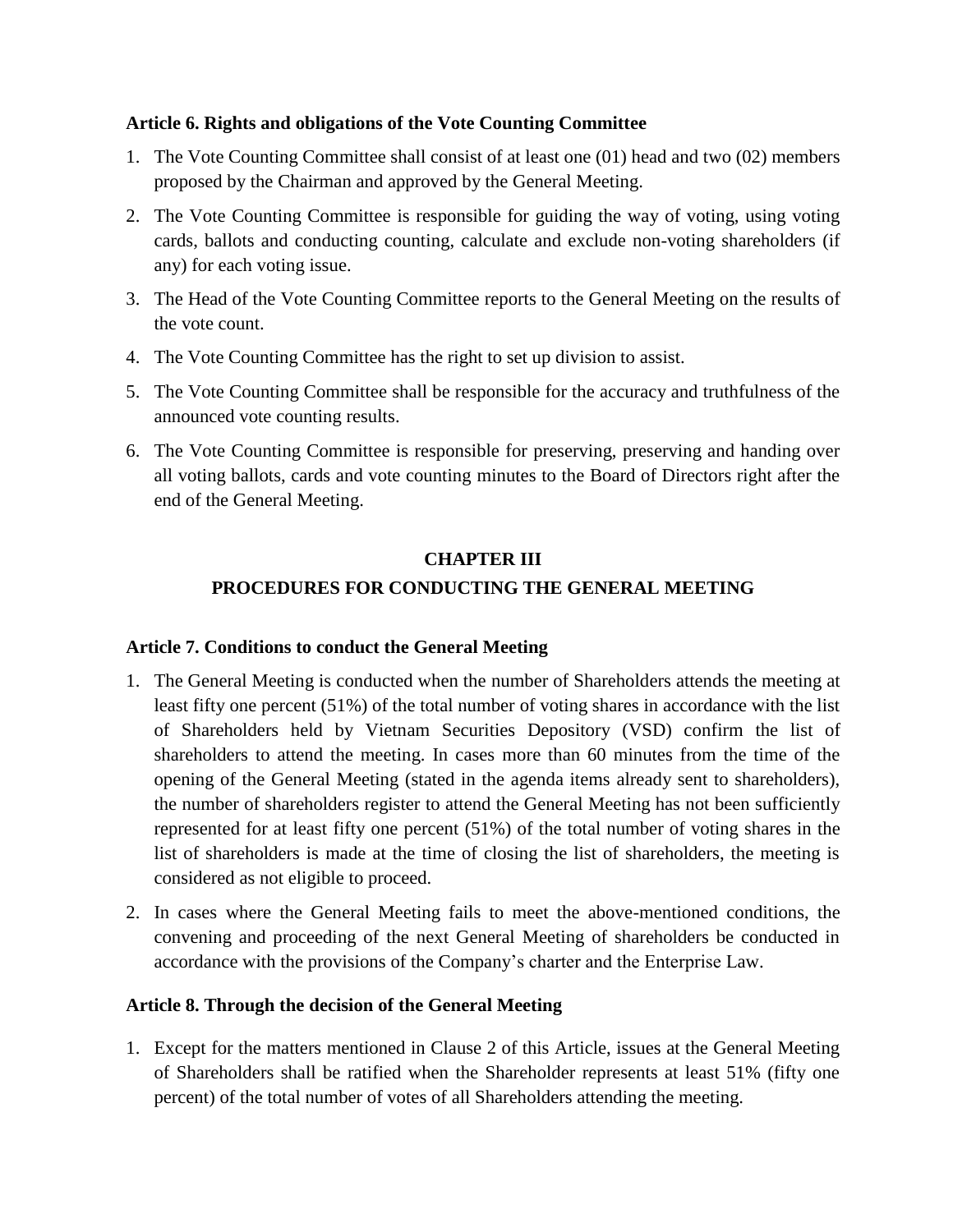**Article 6. Rights and obligations of the Vote Counting Committee**

1. The Vote Counting Committee shall consist of at least one (01) head and two (02) members proposed by the Chairman and approved by the General Meeting.
2. The Vote Counting Committee is responsible for guiding the way of voting, using voting cards, ballots and conducting counting, calculate and exclude non-voting shareholders (if any) for each voting issue.
3. The Head of the Vote Counting Committee reports to the General Meeting on the results of the vote count.
4. The Vote Counting Committee has the right to set up division to assist.
5. The Vote Counting Committee shall be responsible for the accuracy and truthfulness of the announced vote counting results.
6. The Vote Counting Committee is responsible for preserving, preserving and handing over all voting ballots, cards and vote counting minutes to the Board of Directors right after the end of the General Meeting.

## CHAPTER III

## PROCEDURES FOR CONDUCTING THE GENERAL MEETING

**Article 7. Conditions to conduct the General Meeting**

1. The General Meeting is conducted when the number of Shareholders attends the meeting at least fifty one percent (51%) of the total number of voting shares in accordance with the list of Shareholders held by Vietnam Securities Depository (VSD) confirm the list of shareholders to attend the meeting. In cases more than 60 minutes from the time of the opening of the General Meeting (stated in the agenda items already sent to shareholders), the number of shareholders register to attend the General Meeting has not been sufficiently represented for at least fifty one percent (51%) of the total number of voting shares in the list of shareholders is made at the time of closing the list of shareholders, the meeting is considered as not eligible to proceed.
2. In cases where the General Meeting fails to meet the above-mentioned conditions, the convening and proceeding of the next General Meeting of shareholders be conducted in accordance with the provisions of the Company's charter and the Enterprise Law.

**Article 8. Through the decision of the General Meeting**

1. Except for the matters mentioned in Clause 2 of this Article, issues at the General Meeting of Shareholders shall be ratified when the Shareholder represents at least 51% (fifty one percent) of the total number of votes of all Shareholders attending the meeting.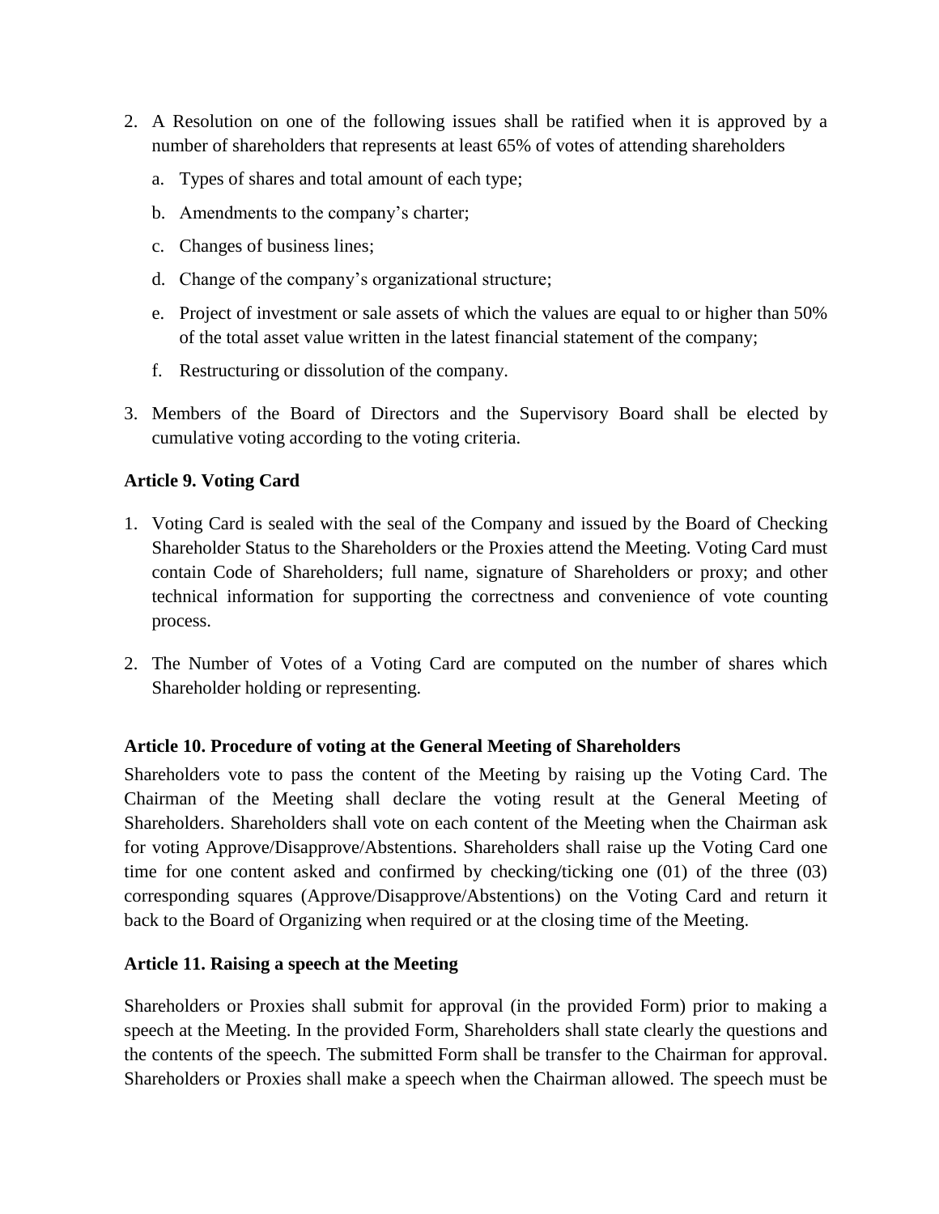2. A Resolution on one of the following issues shall be ratified when it is approved by a number of shareholders that represents at least 65% of votes of attending shareholders

   a. Types of shares and total amount of each type;

   b. Amendments to the company's charter;

   c. Changes of business lines;

   d. Change of the company's organizational structure;

   e. Project of investment or sale assets of which the values are equal to or higher than 50% of the total asset value written in the latest financial statement of the company;

   f. Restructuring or dissolution of the company.

3. Members of the Board of Directors and the Supervisory Board shall be elected by cumulative voting according to the voting criteria.

### Article 9. Voting Card

1. Voting Card is sealed with the seal of the Company and issued by the Board of Checking Shareholder Status to the Shareholders or the Proxies attend the Meeting. Voting Card must contain Code of Shareholders; full name, signature of Shareholders or proxy; and other technical information for supporting the correctness and convenience of vote counting process.

2. The Number of Votes of a Voting Card are computed on the number of shares which Shareholder holding or representing.

### Article 10. Procedure of voting at the General Meeting of Shareholders

Shareholders vote to pass the content of the Meeting by raising up the Voting Card. The Chairman of the Meeting shall declare the voting result at the General Meeting of Shareholders. Shareholders shall vote on each content of the Meeting when the Chairman ask for voting Approve/Disapprove/Abstentions. Shareholders shall raise up the Voting Card one time for one content asked and confirmed by checking/ticking one (01) of the three (03) corresponding squares (Approve/Disapprove/Abstentions) on the Voting Card and return it back to the Board of Organizing when required or at the closing time of the Meeting.

### Article 11. Raising a speech at the Meeting

Shareholders or Proxies shall submit for approval (in the provided Form) prior to making a speech at the Meeting. In the provided Form, Shareholders shall state clearly the questions and the contents of the speech. The submitted Form shall be transfer to the Chairman for approval. Shareholders or Proxies shall make a speech when the Chairman allowed. The speech must be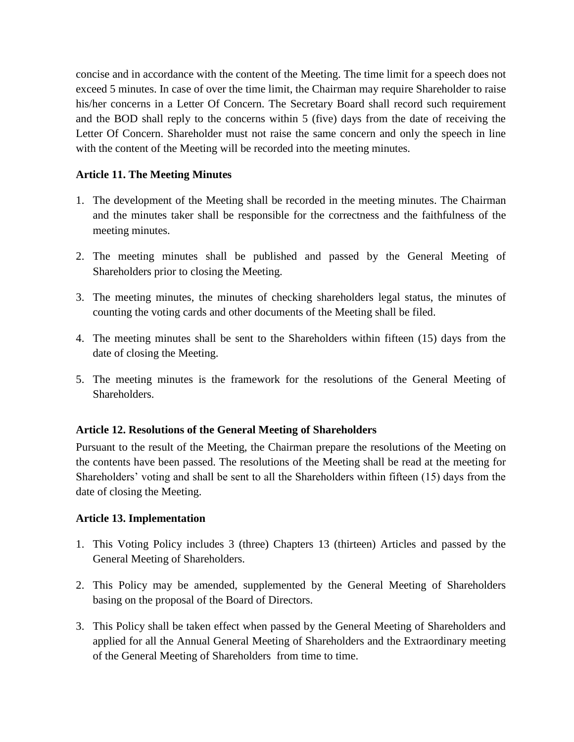concise and in accordance with the content of the Meeting. The time limit for a speech does not exceed 5 minutes. In case of over the time limit, the Chairman may require Shareholder to raise his/her concerns in a Letter Of Concern. The Secretary Board shall record such requirement and the BOD shall reply to the concerns within 5 (five) days from the date of receiving the Letter Of Concern. Shareholder must not raise the same concern and only the speech in line with the content of the Meeting will be recorded into the meeting minutes.

**Article 11. The Meeting Minutes**

1. The development of the Meeting shall be recorded in the meeting minutes. The Chairman and the minutes taker shall be responsible for the correctness and the faithfulness of the meeting minutes.

2. The meeting minutes shall be published and passed by the General Meeting of Shareholders prior to closing the Meeting.

3. The meeting minutes, the minutes of checking shareholders legal status, the minutes of counting the voting cards and other documents of the Meeting shall be filed.

4. The meeting minutes shall be sent to the Shareholders within fifteen (15) days from the date of closing the Meeting.

5. The meeting minutes is the framework for the resolutions of the General Meeting of Shareholders.

**Article 12. Resolutions of the General Meeting of Shareholders**

Pursuant to the result of the Meeting, the Chairman prepare the resolutions of the Meeting on the contents have been passed. The resolutions of the Meeting shall be read at the meeting for Shareholders' voting and shall be sent to all the Shareholders within fifteen (15) days from the date of closing the Meeting.

**Article 13. Implementation**

1. This Voting Policy includes 3 (three) Chapters 13 (thirteen) Articles and passed by the General Meeting of Shareholders.

2. This Policy may be amended, supplemented by the General Meeting of Shareholders basing on the proposal of the Board of Directors.

3. This Policy shall be taken effect when passed by the General Meeting of Shareholders and applied for all the Annual General Meeting of Shareholders and the Extraordinary meeting of the General Meeting of Shareholders from time to time.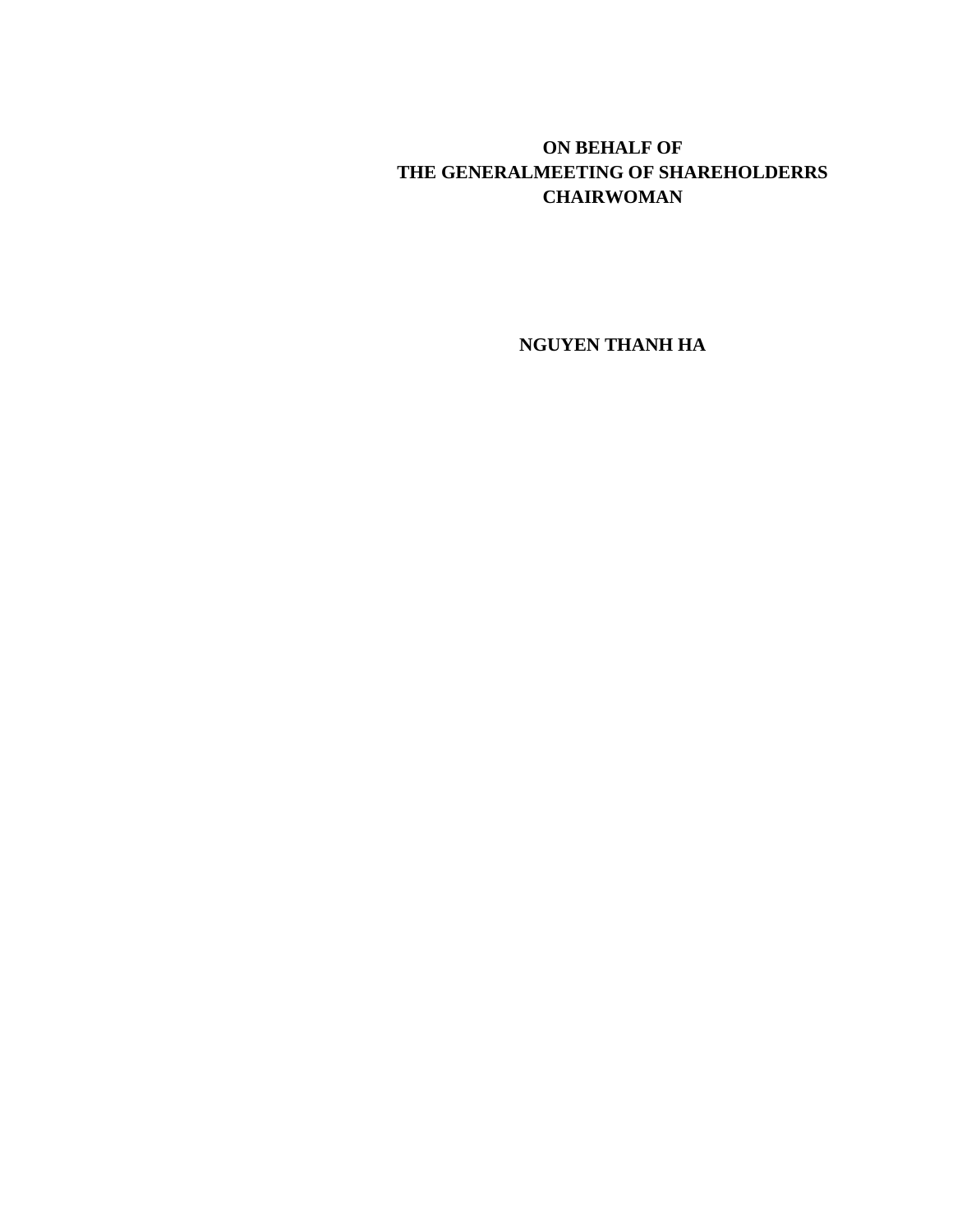**ON BEHALF OF**
**THE GENERALMEETING OF SHAREHOLDERRS**
**CHAIRWOMAN**

**NGUYEN THANH HA**